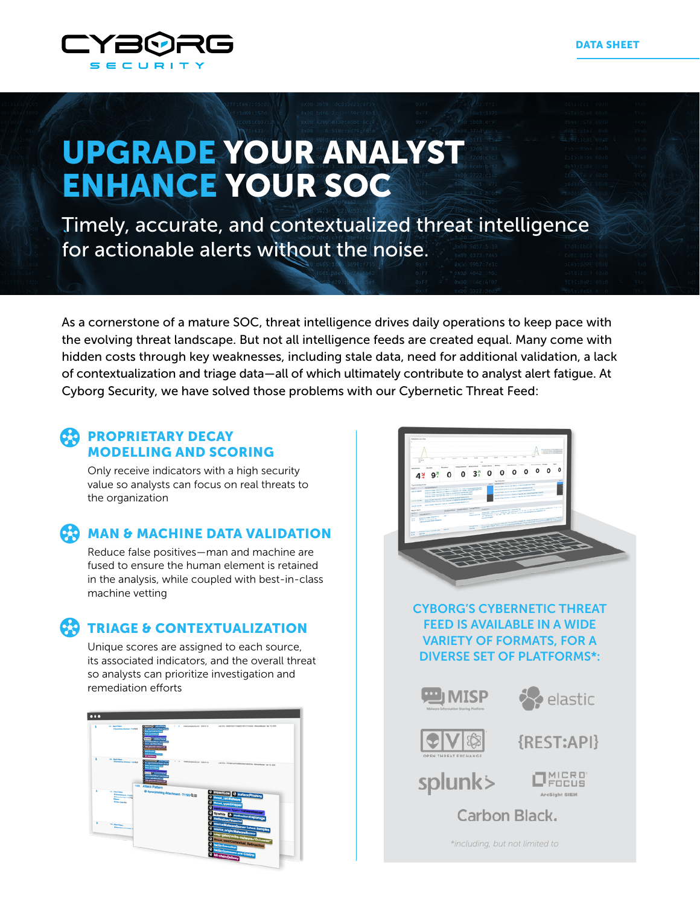DATA SHEET

# UPGRADE YOUR ANALYST ENHANCE YOUR SOC

Timely, accurate, and contextualized threat intelligence for actionable alerts without the noise.

As a cornerstone of a mature SOC, threat intelligence drives daily operations to keep pace with the evolving threat landscape. But not all intelligence feeds are created equal. Many come with hidden costs through key weaknesses, including stale data, need for additional validation, a lack of contextualization and triage data—all of which ultimately contribute to analyst alert fatigue. At Cyborg Security, we have solved those problems with our Cybernetic Threat Feed:

## PROPRIETARY DECAY MODELLING AND SCORING

Only receive indicators with a high security value so analysts can focus on real threats to the organization

## MAN & MACHINE DATA VALIDATION

Reduce false positives—man and machine are fused to ensure the human element is retained in the analysis, while coupled with best-in-class machine vetting

## TRIAGE & CONTEXTUALIZATION

Unique scores are assigned to each source, its associated indicators, and the overall threat so analysts can prioritize investigation and remediation efforts

## CYBORG'S CYBERNETIC THREAT FEED IS AVAILABLE IN A WIDE VARIETY OF FORMATS, FOR A DIVERSE SET OF PLATFORMS*:

- MISP
- elastic
- Open Threat Exchange
- {REST:API}
- splunk>
- Micro Focus ArcSight SIEM
- Carbon Black.

*including, but not limited to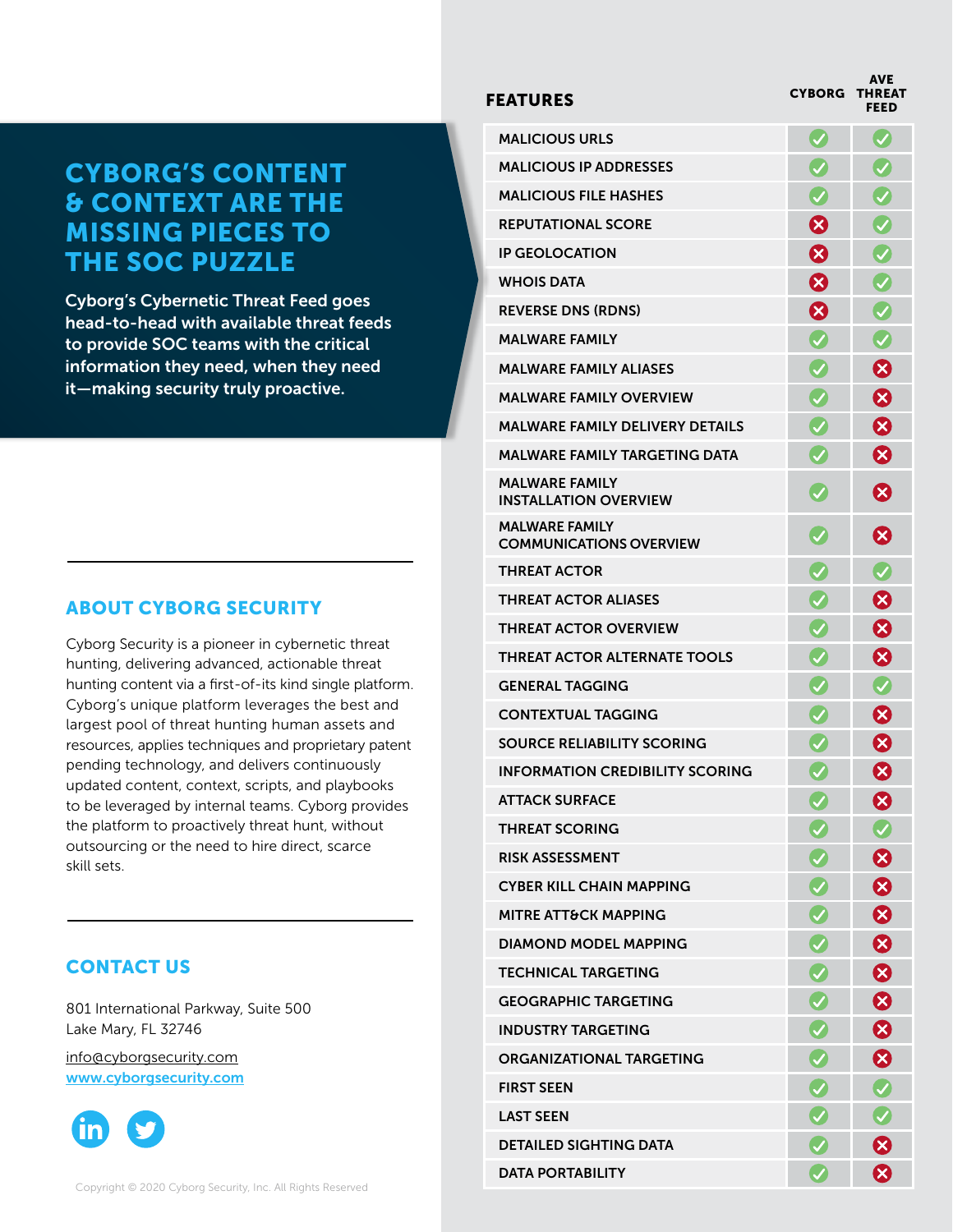# CYBORG'S CONTENT & CONTEXT ARE THE MISSING PIECES TO THE SOC PUZZLE

**Cyborg's Cybernetic Threat Feed goes head-to-head with available threat feeds to provide SOC teams with the critical information they need, when they need it—making security truly proactive.**

## ABOUT CYBORG SECURITY

Cyborg Security is a pioneer in cybernetic threat hunting, delivering advanced, actionable threat hunting content via a first-of-its kind single platform. Cyborg's unique platform leverages the best and largest pool of threat hunting human assets and resources, applies techniques and proprietary patent pending technology, and delivers continuously updated content, context, scripts, and playbooks to be leveraged by internal teams. Cyborg provides the platform to proactively threat hunt, without outsourcing or the need to hire direct, scarce skill sets.

## CONTACT US

801 International Parkway, Suite 500
Lake Mary, FL 32746

info@cyborgsecurity.com
www.cyborgsecurity.com

Copyright © 2020 Cyborg Security, Inc. All Rights Reserved

| FEATURES | CYBORG | AVE THREAT FEED |
|---|---|---|
| MALICIOUS URLS | ✓ | ✓ |
| MALICIOUS IP ADDRESSES | ✓ | ✓ |
| MALICIOUS FILE HASHES | ✓ | ✓ |
| REPUTATIONAL SCORE | ✗ | ✓ |
| IP GEOLOCATION | ✗ | ✓ |
| WHOIS DATA | ✗ | ✓ |
| REVERSE DNS (RDNS) | ✗ | ✓ |
| MALWARE FAMILY | ✓ | ✓ |
| MALWARE FAMILY ALIASES | ✓ | ✗ |
| MALWARE FAMILY OVERVIEW | ✓ | ✗ |
| MALWARE FAMILY DELIVERY DETAILS | ✓ | ✗ |
| MALWARE FAMILY TARGETING DATA | ✓ | ✗ |
| MALWARE FAMILY INSTALLATION OVERVIEW | ✓ | ✗ |
| MALWARE FAMILY COMMUNICATIONS OVERVIEW | ✓ | ✗ |
| THREAT ACTOR | ✓ | ✓ |
| THREAT ACTOR ALIASES | ✓ | ✗ |
| THREAT ACTOR OVERVIEW | ✓ | ✗ |
| THREAT ACTOR ALTERNATE TOOLS | ✓ | ✗ |
| GENERAL TAGGING | ✓ | ✓ |
| CONTEXTUAL TAGGING | ✓ | ✗ |
| SOURCE RELIABILITY SCORING | ✓ | ✗ |
| INFORMATION CREDIBILITY SCORING | ✓ | ✗ |
| ATTACK SURFACE | ✓ | ✗ |
| THREAT SCORING | ✓ | ✓ |
| RISK ASSESSMENT | ✓ | ✗ |
| CYBER KILL CHAIN MAPPING | ✓ | ✗ |
| MITRE ATT&CK MAPPING | ✓ | ✗ |
| DIAMOND MODEL MAPPING | ✓ | ✗ |
| TECHNICAL TARGETING | ✓ | ✗ |
| GEOGRAPHIC TARGETING | ✓ | ✗ |
| INDUSTRY TARGETING | ✓ | ✗ |
| ORGANIZATIONAL TARGETING | ✓ | ✗ |
| FIRST SEEN | ✓ | ✓ |
| LAST SEEN | ✓ | ✓ |
| DETAILED SIGHTING DATA | ✓ | ✗ |
| DATA PORTABILITY | ✓ | ✗ |